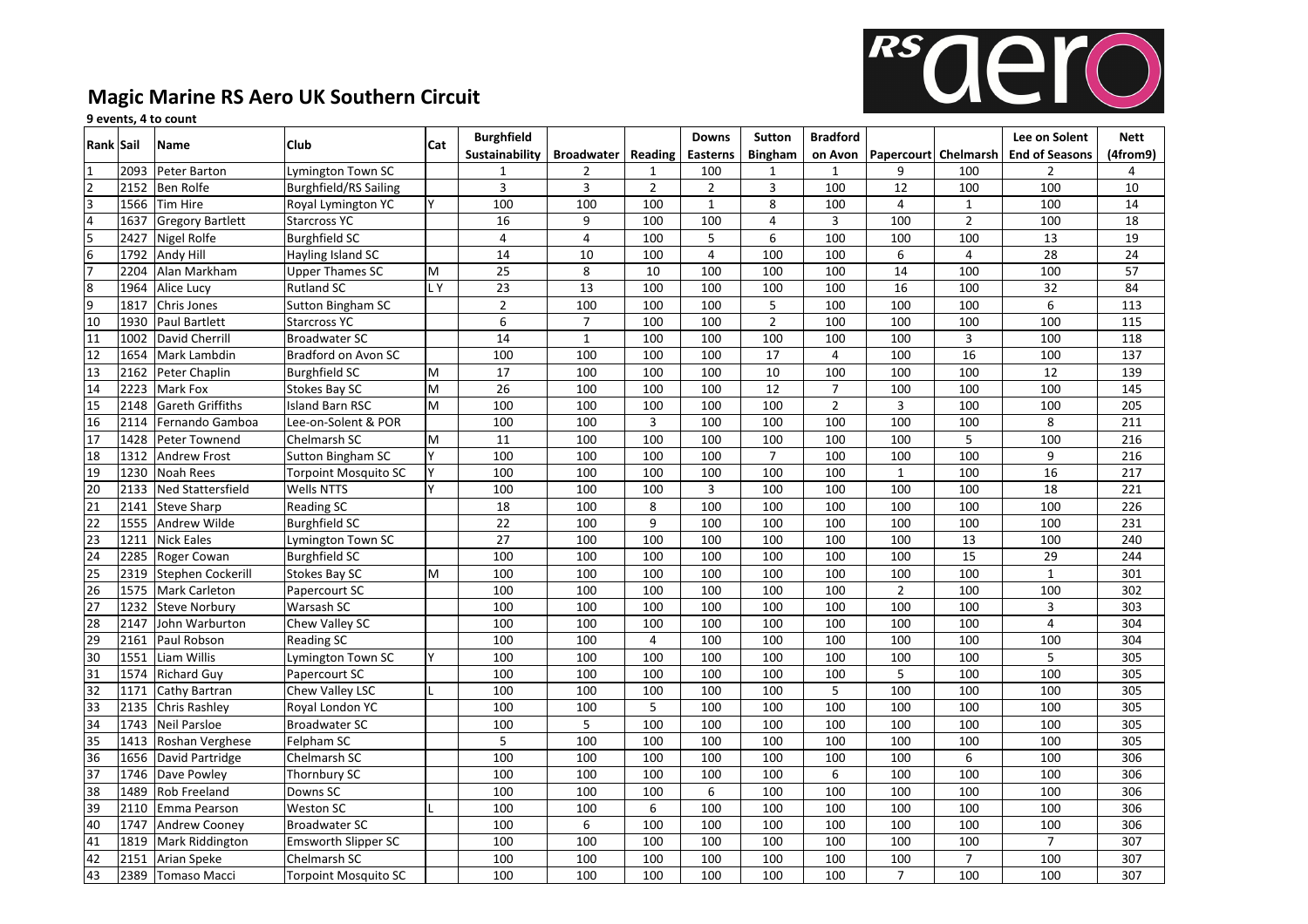# Magic Marine RS Aero UK Southern Circuit

**9 events, 4 to count**

| Rank | Sail | Name | Club | Cat | Burghfield Sustainability | Broadwater | Reading | Downs Easterns | Sutton Bingham | Bradford on Avon | Papercourt | Chelmarsh | Lee on Solent End of Seasons | Nett (4from9) |
|---|---|---|---|---|---|---|---|---|---|---|---|---|---|---|
| 1 | 2093 | Peter Barton | Lymington Town SC | | 1 | 2 | 1 | 100 | 1 | 1 | 9 | 100 | 2 | 4 |
| 2 | 2152 | Ben Rolfe | Burghfield/RS Sailing | | 3 | 3 | 2 | 2 | 3 | 100 | 12 | 100 | 100 | 10 |
| 3 | 1566 | Tim Hire | Royal Lymington YC | Y | 100 | 100 | 100 | 1 | 8 | 100 | 4 | 1 | 100 | 14 |
| 4 | 1637 | Gregory Bartlett | Starcross YC | | 16 | 9 | 100 | 100 | 4 | 3 | 100 | 2 | 100 | 18 |
| 5 | 2427 | Nigel Rolfe | Burghfield SC | | 4 | 4 | 100 | 5 | 6 | 100 | 100 | 100 | 13 | 19 |
| 6 | 1792 | Andy Hill | Hayling Island SC | | 14 | 10 | 100 | 4 | 100 | 100 | 6 | 4 | 28 | 24 |
| 7 | 2204 | Alan Markham | Upper Thames SC | M | 25 | 8 | 10 | 100 | 100 | 100 | 14 | 100 | 100 | 57 |
| 8 | 1964 | Alice Lucy | Rutland SC | L Y | 23 | 13 | 100 | 100 | 100 | 100 | 16 | 100 | 32 | 84 |
| 9 | 1817 | Chris Jones | Sutton Bingham SC | | 2 | 100 | 100 | 100 | 5 | 100 | 100 | 100 | 6 | 113 |
| 10 | 1930 | Paul Bartlett | Starcross YC | | 6 | 7 | 100 | 100 | 2 | 100 | 100 | 100 | 100 | 115 |
| 11 | 1002 | David Cherrill | Broadwater SC | | 14 | 1 | 100 | 100 | 100 | 100 | 100 | 3 | 100 | 118 |
| 12 | 1654 | Mark Lambdin | Bradford on Avon SC | | 100 | 100 | 100 | 100 | 17 | 4 | 100 | 16 | 100 | 137 |
| 13 | 2162 | Peter Chaplin | Burghfield SC | M | 17 | 100 | 100 | 100 | 10 | 100 | 100 | 100 | 12 | 139 |
| 14 | 2223 | Mark Fox | Stokes Bay SC | M | 26 | 100 | 100 | 100 | 12 | 7 | 100 | 100 | 100 | 145 |
| 15 | 2148 | Gareth Griffiths | Island Barn RSC | M | 100 | 100 | 100 | 100 | 100 | 2 | 3 | 100 | 100 | 205 |
| 16 | 2114 | Fernando Gamboa | Lee-on-Solent & POR | | 100 | 100 | 3 | 100 | 100 | 100 | 100 | 100 | 8 | 211 |
| 17 | 1428 | Peter Townend | Chelmarsh SC | M | 11 | 100 | 100 | 100 | 100 | 100 | 100 | 5 | 100 | 216 |
| 18 | 1312 | Andrew Frost | Sutton Bingham SC | Y | 100 | 100 | 100 | 100 | 7 | 100 | 100 | 100 | 9 | 216 |
| 19 | 1230 | Noah Rees | Torpoint Mosquito SC | Y | 100 | 100 | 100 | 100 | 100 | 100 | 1 | 100 | 16 | 217 |
| 20 | 2133 | Ned Stattersfield | Wells NTTS | Y | 100 | 100 | 100 | 3 | 100 | 100 | 100 | 100 | 18 | 221 |
| 21 | 2141 | Steve Sharp | Reading SC | | 18 | 100 | 8 | 100 | 100 | 100 | 100 | 100 | 100 | 226 |
| 22 | 1555 | Andrew Wilde | Burghfield SC | | 22 | 100 | 9 | 100 | 100 | 100 | 100 | 100 | 100 | 231 |
| 23 | 1211 | Nick Eales | Lymington Town SC | | 27 | 100 | 100 | 100 | 100 | 100 | 100 | 13 | 100 | 240 |
| 24 | 2285 | Roger Cowan | Burghfield SC | | 100 | 100 | 100 | 100 | 100 | 100 | 100 | 15 | 29 | 244 |
| 25 | 2319 | Stephen Cockerill | Stokes Bay SC | M | 100 | 100 | 100 | 100 | 100 | 100 | 100 | 100 | 1 | 301 |
| 26 | 1575 | Mark Carleton | Papercourt SC | | 100 | 100 | 100 | 100 | 100 | 100 | 2 | 100 | 100 | 302 |
| 27 | 1232 | Steve Norbury | Warsash SC | | 100 | 100 | 100 | 100 | 100 | 100 | 100 | 100 | 3 | 303 |
| 28 | 2147 | John Warburton | Chew Valley SC | | 100 | 100 | 100 | 100 | 100 | 100 | 100 | 100 | 4 | 304 |
| 29 | 2161 | Paul Robson | Reading SC | | 100 | 100 | 4 | 100 | 100 | 100 | 100 | 100 | 100 | 304 |
| 30 | 1551 | Liam Willis | Lymington Town SC | Y | 100 | 100 | 100 | 100 | 100 | 100 | 100 | 100 | 5 | 305 |
| 31 | 1574 | Richard Guy | Papercourt SC | | 100 | 100 | 100 | 100 | 100 | 100 | 5 | 100 | 100 | 305 |
| 32 | 1171 | Cathy Bartran | Chew Valley LSC | L | 100 | 100 | 100 | 100 | 100 | 5 | 100 | 100 | 100 | 305 |
| 33 | 2135 | Chris Rashley | Royal London YC | | 100 | 100 | 5 | 100 | 100 | 100 | 100 | 100 | 100 | 305 |
| 34 | 1743 | Neil Parsloe | Broadwater SC | | 100 | 5 | 100 | 100 | 100 | 100 | 100 | 100 | 100 | 305 |
| 35 | 1413 | Roshan Verghese | Felpham SC | | 5 | 100 | 100 | 100 | 100 | 100 | 100 | 100 | 100 | 305 |
| 36 | 1656 | David Partridge | Chelmarsh SC | | 100 | 100 | 100 | 100 | 100 | 100 | 100 | 6 | 100 | 306 |
| 37 | 1746 | Dave Powley | Thornbury SC | | 100 | 100 | 100 | 100 | 100 | 6 | 100 | 100 | 100 | 306 |
| 38 | 1489 | Rob Freeland | Downs SC | | 100 | 100 | 100 | 6 | 100 | 100 | 100 | 100 | 100 | 306 |
| 39 | 2110 | Emma Pearson | Weston SC | L | 100 | 100 | 6 | 100 | 100 | 100 | 100 | 100 | 100 | 306 |
| 40 | 1747 | Andrew Cooney | Broadwater SC | | 100 | 6 | 100 | 100 | 100 | 100 | 100 | 100 | 100 | 306 |
| 41 | 1819 | Mark Riddington | Emsworth Slipper SC | | 100 | 100 | 100 | 100 | 100 | 100 | 100 | 100 | 7 | 307 |
| 42 | 2151 | Arian Speke | Chelmarsh SC | | 100 | 100 | 100 | 100 | 100 | 100 | 100 | 7 | 100 | 307 |
| 43 | 2389 | Tomaso Macci | Torpoint Mosquito SC | | 100 | 100 | 100 | 100 | 100 | 100 | 7 | 100 | 100 | 307 |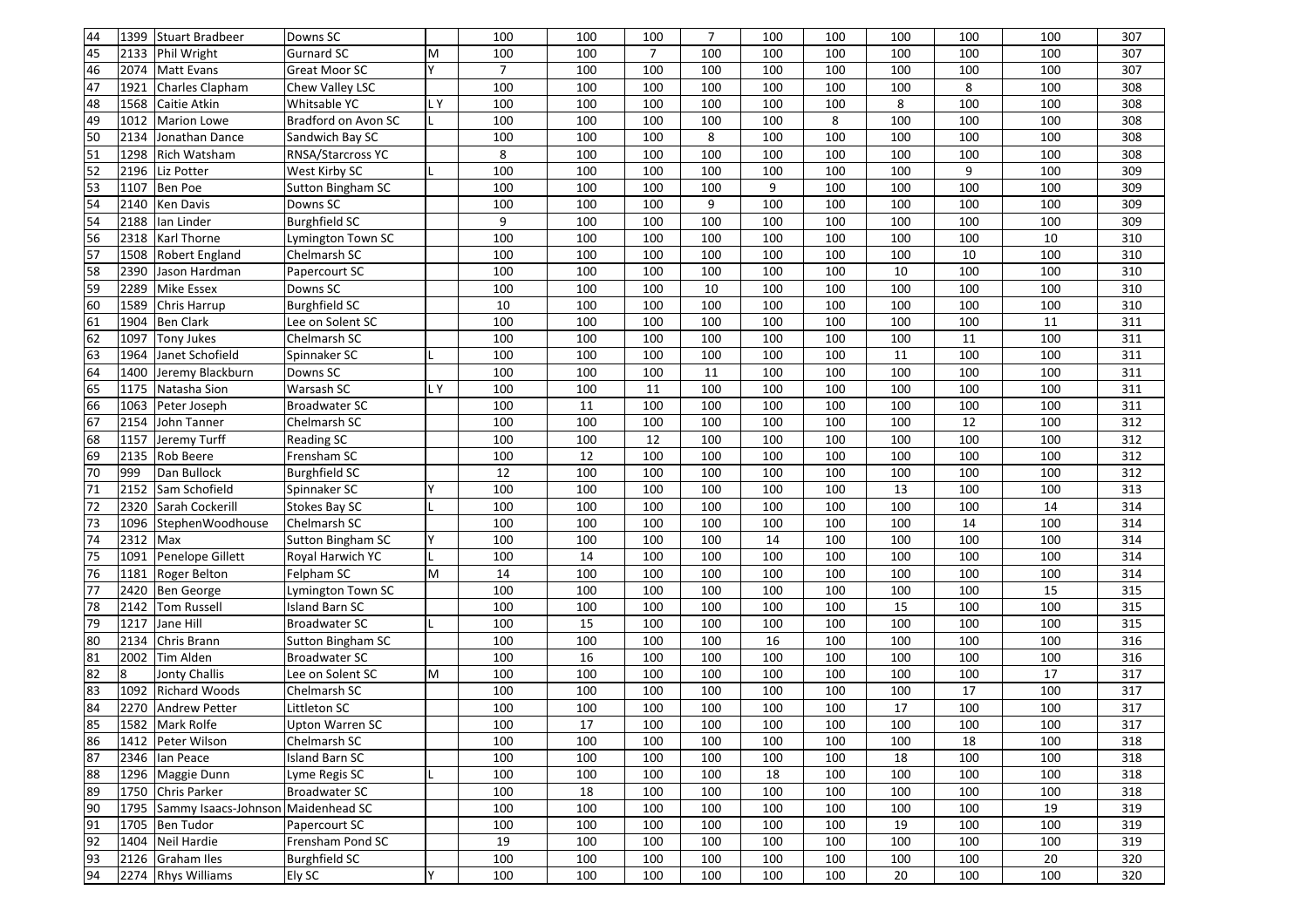| 44 | 1399 | Stuart Bradbeer | Downs SC | | 100 | 100 | 100 | 7 | 100 | 100 | 100 | 100 | 100 | 307 |
|---|---|---|---|---|---|---|---|---|---|---|---|---|---|---|
| 45 | 2133 | Phil Wright | Gurnard SC | M | 100 | 100 | 7 | 100 | 100 | 100 | 100 | 100 | 100 | 307 |
| 46 | 2074 | Matt Evans | Great Moor SC | Y | 7 | 100 | 100 | 100 | 100 | 100 | 100 | 100 | 100 | 307 |
| 47 | 1921 | Charles Clapham | Chew Valley LSC | | 100 | 100 | 100 | 100 | 100 | 100 | 100 | 8 | 100 | 308 |
| 48 | 1568 | Caitie Atkin | Whitsable YC | L Y | 100 | 100 | 100 | 100 | 100 | 100 | 8 | 100 | 100 | 308 |
| 49 | 1012 | Marion Lowe | Bradford on Avon SC | L | 100 | 100 | 100 | 100 | 100 | 8 | 100 | 100 | 100 | 308 |
| 50 | 2134 | Jonathan Dance | Sandwich Bay SC | | 100 | 100 | 100 | 8 | 100 | 100 | 100 | 100 | 100 | 308 |
| 51 | 1298 | Rich Watsham | RNSA/Starcross YC | | 8 | 100 | 100 | 100 | 100 | 100 | 100 | 100 | 100 | 308 |
| 52 | 2196 | Liz Potter | West Kirby SC | L | 100 | 100 | 100 | 100 | 100 | 100 | 100 | 9 | 100 | 309 |
| 53 | 1107 | Ben Poe | Sutton Bingham SC | | 100 | 100 | 100 | 100 | 9 | 100 | 100 | 100 | 100 | 309 |
| 54 | 2140 | Ken Davis | Downs SC | | 100 | 100 | 100 | 9 | 100 | 100 | 100 | 100 | 100 | 309 |
| 54 | 2188 | Ian Linder | Burghfield SC | | 9 | 100 | 100 | 100 | 100 | 100 | 100 | 100 | 100 | 309 |
| 56 | 2318 | Karl Thorne | Lymington Town SC | | 100 | 100 | 100 | 100 | 100 | 100 | 100 | 100 | 10 | 310 |
| 57 | 1508 | Robert England | Chelmarsh SC | | 100 | 100 | 100 | 100 | 100 | 100 | 100 | 10 | 100 | 310 |
| 58 | 2390 | Jason Hardman | Papercourt SC | | 100 | 100 | 100 | 100 | 100 | 100 | 10 | 100 | 100 | 310 |
| 59 | 2289 | Mike Essex | Downs SC | | 100 | 100 | 100 | 10 | 100 | 100 | 100 | 100 | 100 | 310 |
| 60 | 1589 | Chris Harrup | Burghfield SC | | 10 | 100 | 100 | 100 | 100 | 100 | 100 | 100 | 100 | 310 |
| 61 | 1904 | Ben Clark | Lee on Solent SC | | 100 | 100 | 100 | 100 | 100 | 100 | 100 | 100 | 11 | 311 |
| 62 | 1097 | Tony Jukes | Chelmarsh SC | | 100 | 100 | 100 | 100 | 100 | 100 | 100 | 11 | 100 | 311 |
| 63 | 1964 | Janet Schofield | Spinnaker SC | L | 100 | 100 | 100 | 100 | 100 | 100 | 11 | 100 | 100 | 311 |
| 64 | 1400 | Jeremy Blackburn | Downs SC | | 100 | 100 | 100 | 11 | 100 | 100 | 100 | 100 | 100 | 311 |
| 65 | 1175 | Natasha Sion | Warsash SC | L Y | 100 | 100 | 11 | 100 | 100 | 100 | 100 | 100 | 100 | 311 |
| 66 | 1063 | Peter Joseph | Broadwater SC | | 100 | 11 | 100 | 100 | 100 | 100 | 100 | 100 | 100 | 311 |
| 67 | 2154 | John Tanner | Chelmarsh SC | | 100 | 100 | 100 | 100 | 100 | 100 | 100 | 12 | 100 | 312 |
| 68 | 1157 | Jeremy Turff | Reading SC | | 100 | 100 | 12 | 100 | 100 | 100 | 100 | 100 | 100 | 312 |
| 69 | 2135 | Rob Beere | Frensham SC | | 100 | 12 | 100 | 100 | 100 | 100 | 100 | 100 | 100 | 312 |
| 70 | 999 | Dan Bullock | Burghfield SC | | 12 | 100 | 100 | 100 | 100 | 100 | 100 | 100 | 100 | 312 |
| 71 | 2152 | Sam Schofield | Spinnaker SC | Y | 100 | 100 | 100 | 100 | 100 | 100 | 13 | 100 | 100 | 313 |
| 72 | 2320 | Sarah Cockerill | Stokes Bay SC | L | 100 | 100 | 100 | 100 | 100 | 100 | 100 | 100 | 14 | 314 |
| 73 | 1096 | StephenWoodhouse | Chelmarsh SC | | 100 | 100 | 100 | 100 | 100 | 100 | 100 | 14 | 100 | 314 |
| 74 | 2312 | Max | Sutton Bingham SC | Y | 100 | 100 | 100 | 100 | 14 | 100 | 100 | 100 | 100 | 314 |
| 75 | 1091 | Penelope Gillett | Royal Harwich YC | L | 100 | 14 | 100 | 100 | 100 | 100 | 100 | 100 | 100 | 314 |
| 76 | 1181 | Roger Belton | Felpham SC | M | 14 | 100 | 100 | 100 | 100 | 100 | 100 | 100 | 100 | 314 |
| 77 | 2420 | Ben George | Lymington Town SC | | 100 | 100 | 100 | 100 | 100 | 100 | 100 | 100 | 15 | 315 |
| 78 | 2142 | Tom Russell | Island Barn SC | | 100 | 100 | 100 | 100 | 100 | 100 | 15 | 100 | 100 | 315 |
| 79 | 1217 | Jane Hill | Broadwater SC | L | 100 | 15 | 100 | 100 | 100 | 100 | 100 | 100 | 100 | 315 |
| 80 | 2134 | Chris Brann | Sutton Bingham SC | | 100 | 100 | 100 | 100 | 16 | 100 | 100 | 100 | 100 | 316 |
| 81 | 2002 | Tim Alden | Broadwater SC | | 100 | 16 | 100 | 100 | 100 | 100 | 100 | 100 | 100 | 316 |
| 82 | 8 | Jonty Challis | Lee on Solent SC | M | 100 | 100 | 100 | 100 | 100 | 100 | 100 | 100 | 17 | 317 |
| 83 | 1092 | Richard Woods | Chelmarsh SC | | 100 | 100 | 100 | 100 | 100 | 100 | 100 | 17 | 100 | 317 |
| 84 | 2270 | Andrew Petter | Littleton SC | | 100 | 100 | 100 | 100 | 100 | 100 | 17 | 100 | 100 | 317 |
| 85 | 1582 | Mark Rolfe | Upton Warren SC | | 100 | 17 | 100 | 100 | 100 | 100 | 100 | 100 | 100 | 317 |
| 86 | 1412 | Peter Wilson | Chelmarsh SC | | 100 | 100 | 100 | 100 | 100 | 100 | 100 | 18 | 100 | 318 |
| 87 | 2346 | Ian Peace | Island Barn SC | | 100 | 100 | 100 | 100 | 100 | 100 | 18 | 100 | 100 | 318 |
| 88 | 1296 | Maggie Dunn | Lyme Regis SC | L | 100 | 100 | 100 | 100 | 18 | 100 | 100 | 100 | 100 | 318 |
| 89 | 1750 | Chris Parker | Broadwater SC | | 100 | 18 | 100 | 100 | 100 | 100 | 100 | 100 | 100 | 318 |
| 90 | 1795 | Sammy Isaacs-Johnson | Maidenhead SC | | 100 | 100 | 100 | 100 | 100 | 100 | 100 | 100 | 19 | 319 |
| 91 | 1705 | Ben Tudor | Papercourt SC | | 100 | 100 | 100 | 100 | 100 | 100 | 19 | 100 | 100 | 319 |
| 92 | 1404 | Neil Hardie | Frensham Pond SC | | 19 | 100 | 100 | 100 | 100 | 100 | 100 | 100 | 100 | 319 |
| 93 | 2126 | Graham Iles | Burghfield SC | | 100 | 100 | 100 | 100 | 100 | 100 | 100 | 100 | 20 | 320 |
| 94 | 2274 | Rhys Williams | Ely SC | Y | 100 | 100 | 100 | 100 | 100 | 100 | 20 | 100 | 100 | 320 |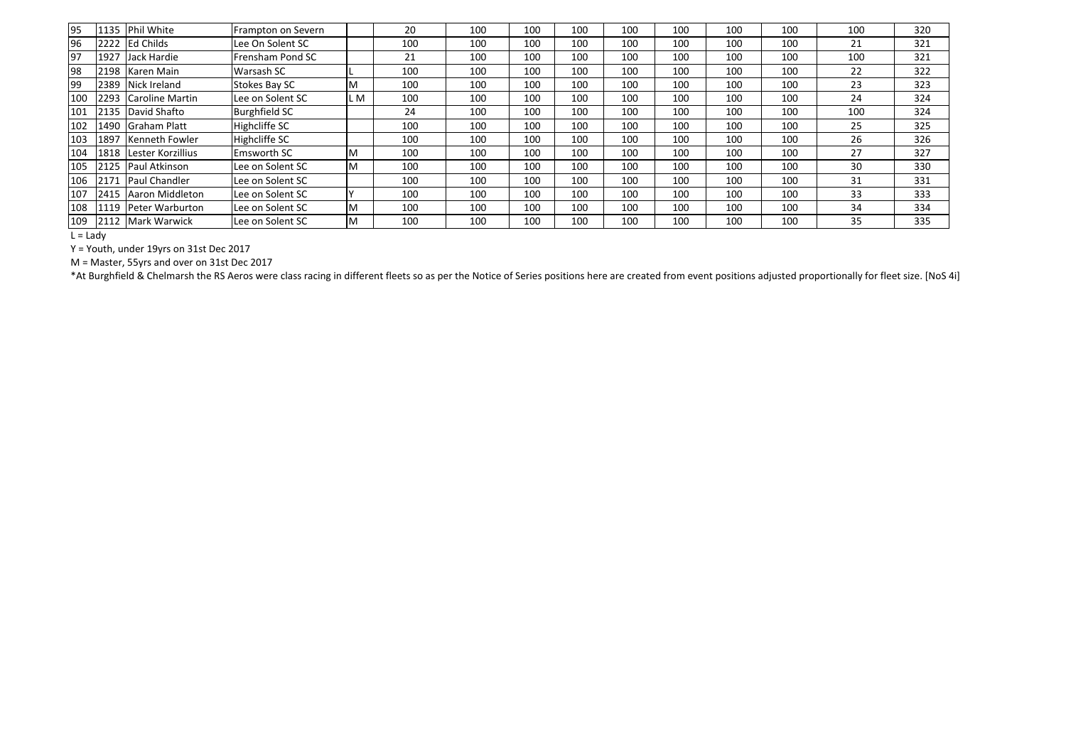| | | | | | | | | | | | | | | |
|---|---|---|---|---|---|---|---|---|---|---|---|---|---|---|
| 95 | 1135 | Phil White | Frampton on Severn | | 20 | 100 | 100 | 100 | 100 | 100 | 100 | 100 | 100 | 320 |
| 96 | 2222 | Ed Childs | Lee On Solent SC | | 100 | 100 | 100 | 100 | 100 | 100 | 100 | 100 | 21 | 321 |
| 97 | 1927 | Jack Hardie | Frensham Pond SC | | 21 | 100 | 100 | 100 | 100 | 100 | 100 | 100 | 100 | 321 |
| 98 | 2198 | Karen Main | Warsash SC | L | 100 | 100 | 100 | 100 | 100 | 100 | 100 | 100 | 22 | 322 |
| 99 | 2389 | Nick Ireland | Stokes Bay SC | M | 100 | 100 | 100 | 100 | 100 | 100 | 100 | 100 | 23 | 323 |
| 100 | 2293 | Caroline Martin | Lee on Solent SC | L M | 100 | 100 | 100 | 100 | 100 | 100 | 100 | 100 | 24 | 324 |
| 101 | 2135 | David Shafto | Burghfield SC | | 24 | 100 | 100 | 100 | 100 | 100 | 100 | 100 | 100 | 324 |
| 102 | 1490 | Graham Platt | Highcliffe SC | | 100 | 100 | 100 | 100 | 100 | 100 | 100 | 100 | 25 | 325 |
| 103 | 1897 | Kenneth Fowler | Highcliffe SC | | 100 | 100 | 100 | 100 | 100 | 100 | 100 | 100 | 26 | 326 |
| 104 | 1818 | Lester Korzillius | Emsworth SC | M | 100 | 100 | 100 | 100 | 100 | 100 | 100 | 100 | 27 | 327 |
| 105 | 2125 | Paul Atkinson | Lee on Solent SC | M | 100 | 100 | 100 | 100 | 100 | 100 | 100 | 100 | 30 | 330 |
| 106 | 2171 | Paul Chandler | Lee on Solent SC | | 100 | 100 | 100 | 100 | 100 | 100 | 100 | 100 | 31 | 331 |
| 107 | 2415 | Aaron Middleton | Lee on Solent SC | Y | 100 | 100 | 100 | 100 | 100 | 100 | 100 | 100 | 33 | 333 |
| 108 | 1119 | Peter Warburton | Lee on Solent SC | M | 100 | 100 | 100 | 100 | 100 | 100 | 100 | 100 | 34 | 334 |
| 109 | 2112 | Mark Warwick | Lee on Solent SC | M | 100 | 100 | 100 | 100 | 100 | 100 | 100 | 100 | 35 | 335 |

L = Lady

Y = Youth, under 19yrs on 31st Dec 2017

M = Master, 55yrs and over on 31st Dec 2017

*At Burghfield & Chelmarsh the RS Aeros were class racing in different fleets so as per the Notice of Series positions here are created from event positions adjusted proportionally for fleet size. [NoS 4i]